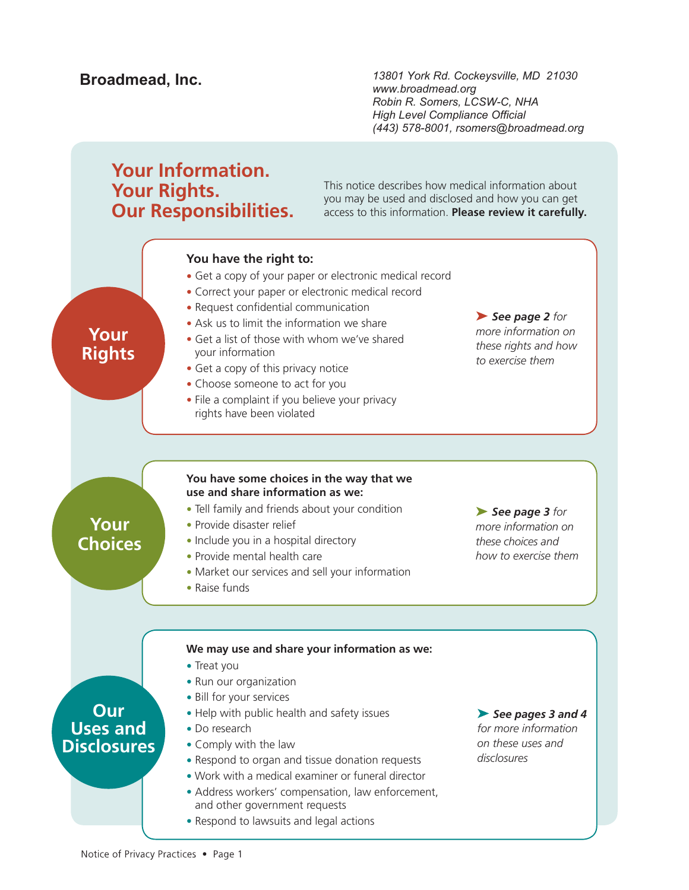**Broadmead, Inc.**

*13801 York Rd. Cockeysville, MD 21030*
*www.broadmead.org*
*Robin R. Somers, LCSW-C, NHA*
*High Level Compliance Official*
*(443) 578-8001, rsomers@broadmead.org*

# Your Information. Your Rights. Our Responsibilities.

This notice describes how medical information about you may be used and disclosed and how you can get access to this information. **Please review it carefully.**

## Your Rights

**You have the right to:**

- Get a copy of your paper or electronic medical record
- Correct your paper or electronic medical record
- Request confidential communication
- Ask us to limit the information we share
- Get a list of those with whom we've shared your information
- Get a copy of this privacy notice
- Choose someone to act for you
- File a complaint if you believe your privacy rights have been violated

➤ ***See page 2*** *for more information on these rights and how to exercise them*

## Your Choices

**You have some choices in the way that we use and share information as we:**

- Tell family and friends about your condition
- Provide disaster relief
- Include you in a hospital directory
- Provide mental health care
- Market our services and sell your information
- Raise funds

➤ ***See page 3*** *for more information on these choices and how to exercise them*

## Our Uses and Disclosures

**We may use and share your information as we:**

- Treat you
- Run our organization
- Bill for your services
- Help with public health and safety issues
- Do research
- Comply with the law
- Respond to organ and tissue donation requests
- Work with a medical examiner or funeral director
- Address workers' compensation, law enforcement, and other government requests
- Respond to lawsuits and legal actions

➤ ***See pages 3 and 4*** *for more information on these uses and disclosures*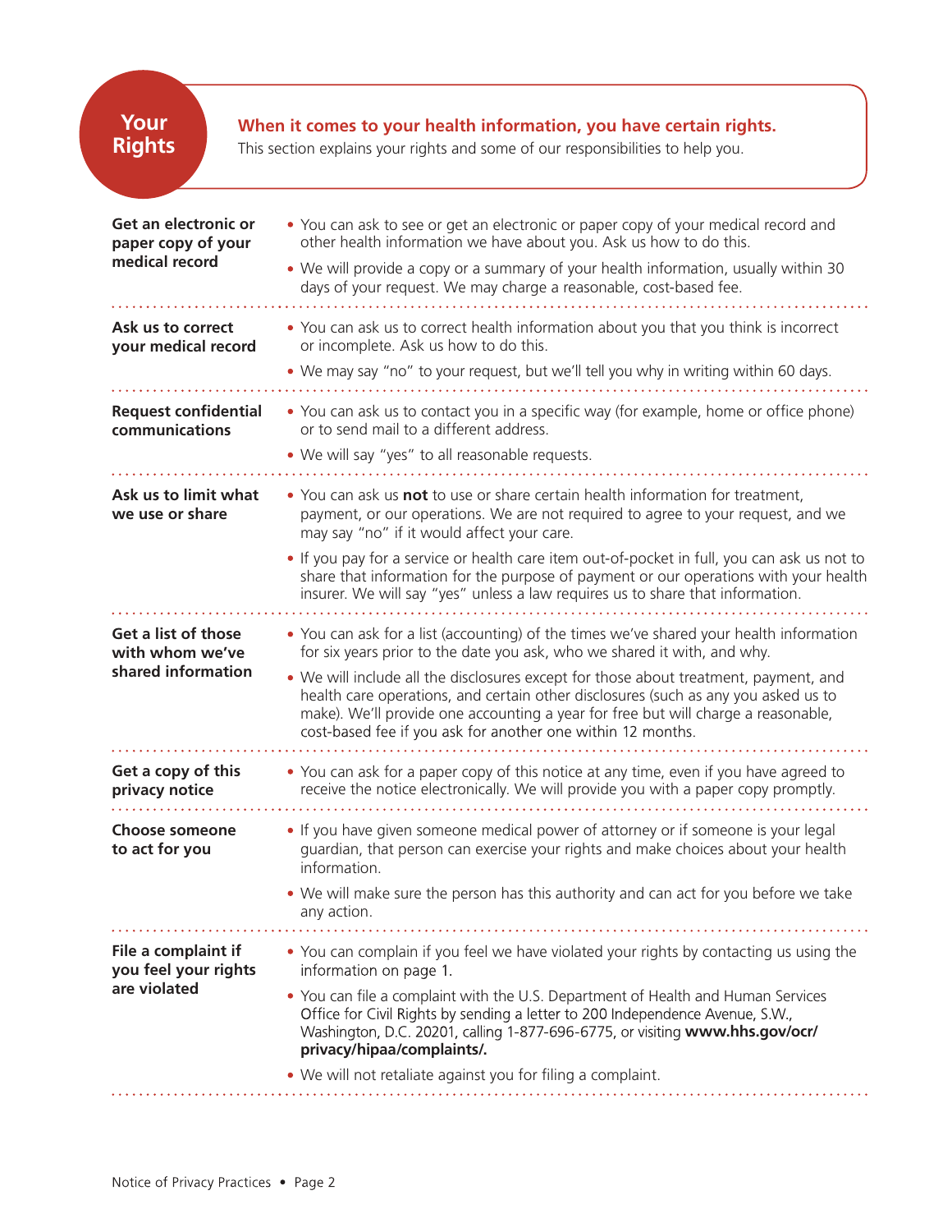# Your Rights

**When it comes to your health information, you have certain rights.**
This section explains your rights and some of our responsibilities to help you.

### Get an electronic or paper copy of your medical record

- You can ask to see or get an electronic or paper copy of your medical record and other health information we have about you. Ask us how to do this.
- We will provide a copy or a summary of your health information, usually within 30 days of your request. We may charge a reasonable, cost-based fee.

### Ask us to correct your medical record

- You can ask us to correct health information about you that you think is incorrect or incomplete. Ask us how to do this.
- We may say "no" to your request, but we'll tell you why in writing within 60 days.

### Request confidential communications

- You can ask us to contact you in a specific way (for example, home or office phone) or to send mail to a different address.
- We will say "yes" to all reasonable requests.

### Ask us to limit what we use or share

- You can ask us **not** to use or share certain health information for treatment, payment, or our operations. We are not required to agree to your request, and we may say "no" if it would affect your care.
- If you pay for a service or health care item out-of-pocket in full, you can ask us not to share that information for the purpose of payment or our operations with your health insurer. We will say "yes" unless a law requires us to share that information.

### Get a list of those with whom we've shared information

- You can ask for a list (accounting) of the times we've shared your health information for six years prior to the date you ask, who we shared it with, and why.
- We will include all the disclosures except for those about treatment, payment, and health care operations, and certain other disclosures (such as any you asked us to make). We'll provide one accounting a year for free but will charge a reasonable, cost-based fee if you ask for another one within 12 months.

### Get a copy of this privacy notice

- You can ask for a paper copy of this notice at any time, even if you have agreed to receive the notice electronically. We will provide you with a paper copy promptly.

### Choose someone to act for you

- If you have given someone medical power of attorney or if someone is your legal guardian, that person can exercise your rights and make choices about your health information.
- We will make sure the person has this authority and can act for you before we take any action.

### File a complaint if you feel your rights are violated

- You can complain if you feel we have violated your rights by contacting us using the information on page 1.
- You can file a complaint with the U.S. Department of Health and Human Services Office for Civil Rights by sending a letter to 200 Independence Avenue, S.W., Washington, D.C. 20201, calling 1-877-696-6775, or visiting **www.hhs.gov/ocr/privacy/hipaa/complaints/.**
- We will not retaliate against you for filing a complaint.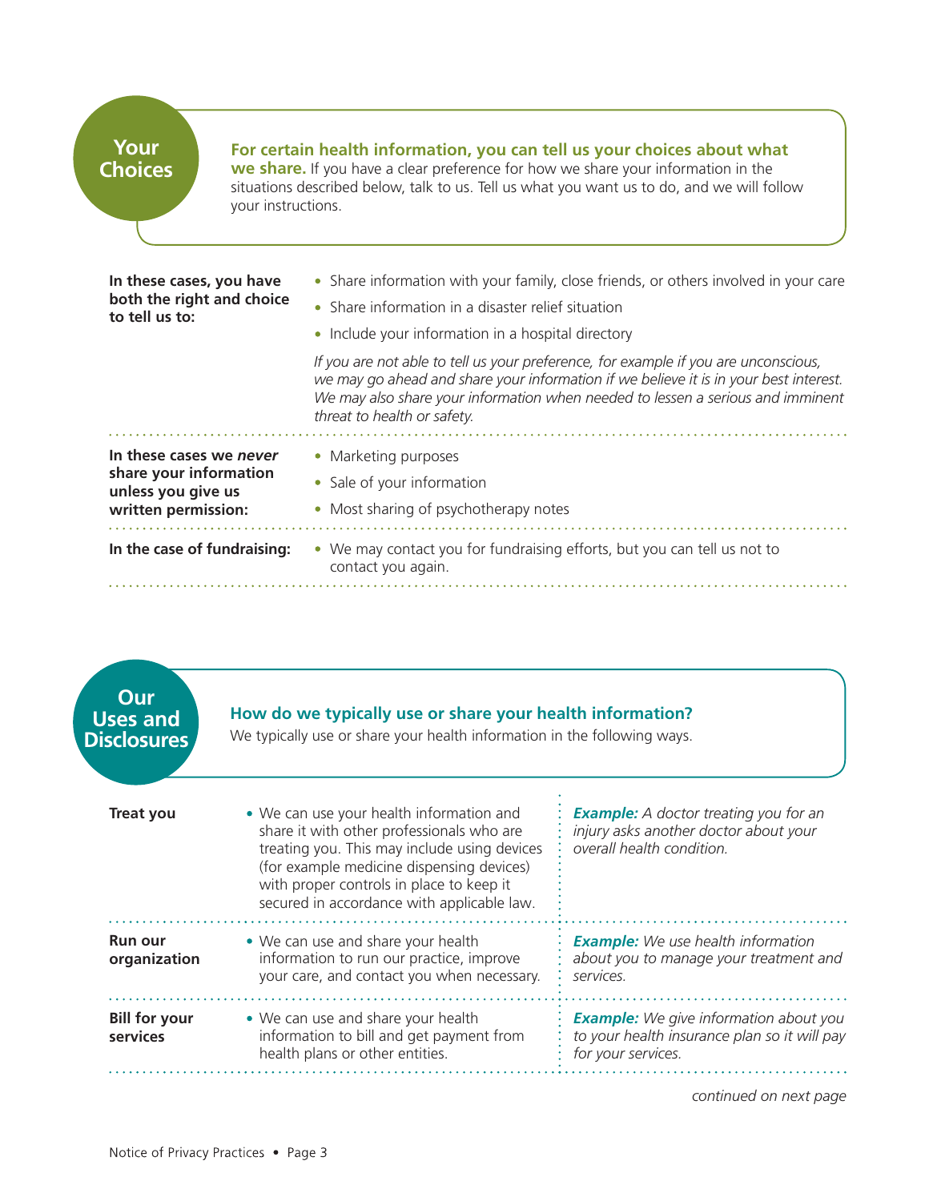## Your Choices

**For certain health information, you can tell us your choices about what we share.** If you have a clear preference for how we share your information in the situations described below, talk to us. Tell us what you want us to do, and we will follow your instructions.

**In these cases, you have both the right and choice to tell us to:**

- Share information with your family, close friends, or others involved in your care
- Share information in a disaster relief situation
- Include your information in a hospital directory

*If you are not able to tell us your preference, for example if you are unconscious, we may go ahead and share your information if we believe it is in your best interest. We may also share your information when needed to lessen a serious and imminent threat to health or safety.*

**In these cases we *never* share your information unless you give us written permission:**

- Marketing purposes
- Sale of your information
- Most sharing of psychotherapy notes

**In the case of fundraising:**

- We may contact you for fundraising efforts, but you can tell us not to contact you again.

## Our Uses and Disclosures

**How do we typically use or share your health information?**
We typically use or share your health information in the following ways.

| | | |
|---|---|---|
| **Treat you** | • We can use your health information and share it with other professionals who are treating you. This may include using devices (for example medicine dispensing devices) with proper controls in place to keep it secured in accordance with applicable law. | ***Example:*** *A doctor treating you for an injury asks another doctor about your overall health condition.* |
| **Run our organization** | • We can use and share your health information to run our practice, improve your care, and contact you when necessary. | ***Example:*** *We use health information about you to manage your treatment and services.* |
| **Bill for your services** | • We can use and share your health information to bill and get payment from health plans or other entities. | ***Example:*** *We give information about you to your health insurance plan so it will pay for your services.* |

*continued on next page*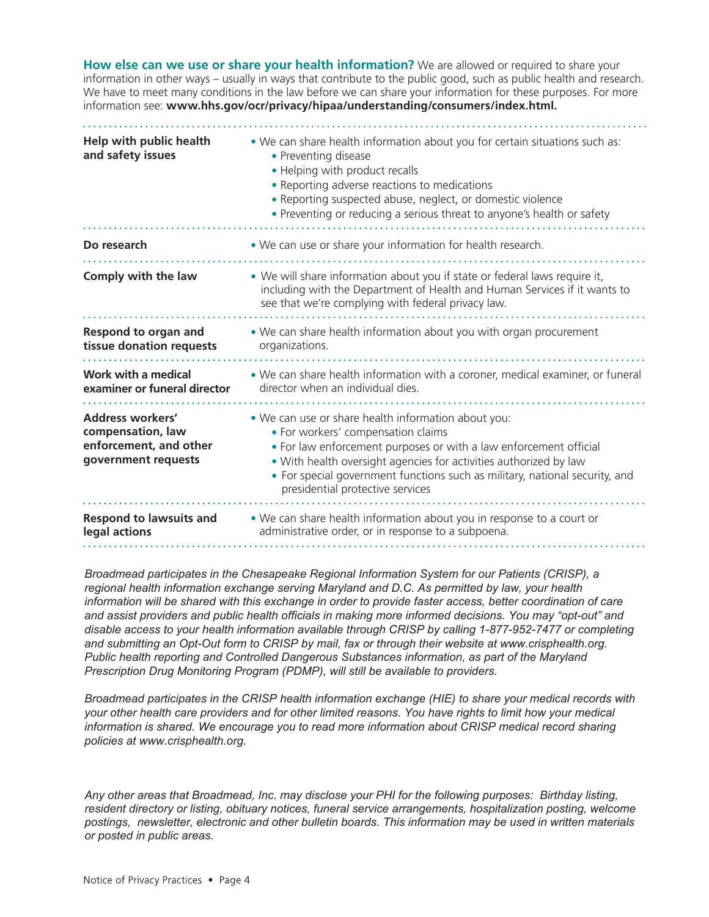**How else can we use or share your health information?** We are allowed or required to share your information in other ways – usually in ways that contribute to the public good, such as public health and research. We have to meet many conditions in the law before we can share your information for these purposes. For more information see: **www.hhs.gov/ocr/privacy/hipaa/understanding/consumers/index.html.**

| | |
|---|---|
| **Help with public health and safety issues** | • We can share health information about you for certain situations such as:<br>  • Preventing disease<br>  • Helping with product recalls<br>  • Reporting adverse reactions to medications<br>  • Reporting suspected abuse, neglect, or domestic violence<br>  • Preventing or reducing a serious threat to anyone's health or safety |
| **Do research** | • We can use or share your information for health research. |
| **Comply with the law** | • We will share information about you if state or federal laws require it, including with the Department of Health and Human Services if it wants to see that we're complying with federal privacy law. |
| **Respond to organ and tissue donation requests** | • We can share health information about you with organ procurement organizations. |
| **Work with a medical examiner or funeral director** | • We can share health information with a coroner, medical examiner, or funeral director when an individual dies. |
| **Address workers' compensation, law enforcement, and other government requests** | • We can use or share health information about you:<br>  • For workers' compensation claims<br>  • For law enforcement purposes or with a law enforcement official<br>  • With health oversight agencies for activities authorized by law<br>  • For special government functions such as military, national security, and presidential protective services |
| **Respond to lawsuits and legal actions** | • We can share health information about you in response to a court or administrative order, or in response to a subpoena. |

*Broadmead participates in the Chesapeake Regional Information System for our Patients (CRISP), a regional health information exchange serving Maryland and D.C. As permitted by law, your health information will be shared with this exchange in order to provide faster access, better coordination of care and assist providers and public health officials in making more informed decisions. You may "opt-out" and disable access to your health information available through CRISP by calling 1-877-952-7477 or completing and submitting an Opt-Out form to CRISP by mail, fax or through their website at www.crisphealth.org. Public health reporting and Controlled Dangerous Substances information, as part of the Maryland Prescription Drug Monitoring Program (PDMP), will still be available to providers.*

*Broadmead participates in the CRISP health information exchange (HIE) to share your medical records with your other health care providers and for other limited reasons. You have rights to limit how your medical information is shared. We encourage you to read more information about CRISP medical record sharing policies at www.crisphealth.org.*

*Any other areas that Broadmead, Inc. may disclose your PHI for the following purposes: Birthday listing, resident directory or listing, obituary notices, funeral service arrangements, hospitalization posting, welcome postings, newsletter, electronic and other bulletin boards. This information may be used in written materials or posted in public areas.*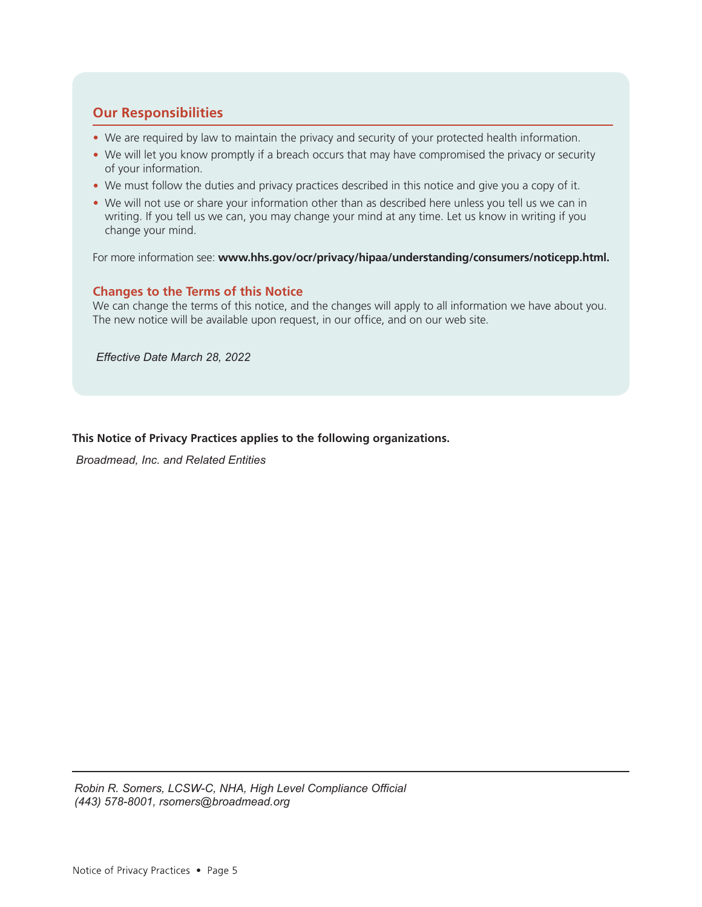## Our Responsibilities

- We are required by law to maintain the privacy and security of your protected health information.
- We will let you know promptly if a breach occurs that may have compromised the privacy or security of your information.
- We must follow the duties and privacy practices described in this notice and give you a copy of it.
- We will not use or share your information other than as described here unless you tell us we can in writing. If you tell us we can, you may change your mind at any time. Let us know in writing if you change your mind.

For more information see: **www.hhs.gov/ocr/privacy/hipaa/understanding/consumers/noticepp.html.**

### Changes to the Terms of this Notice

We can change the terms of this notice, and the changes will apply to all information we have about you. The new notice will be available upon request, in our office, and on our web site.

*Effective Date March 28, 2022*

**This Notice of Privacy Practices applies to the following organizations.**

*Broadmead, Inc. and Related Entities*

---

*Robin R. Somers, LCSW-C, NHA, High Level Compliance Official*
*(443) 578-8001, rsomers@broadmead.org*